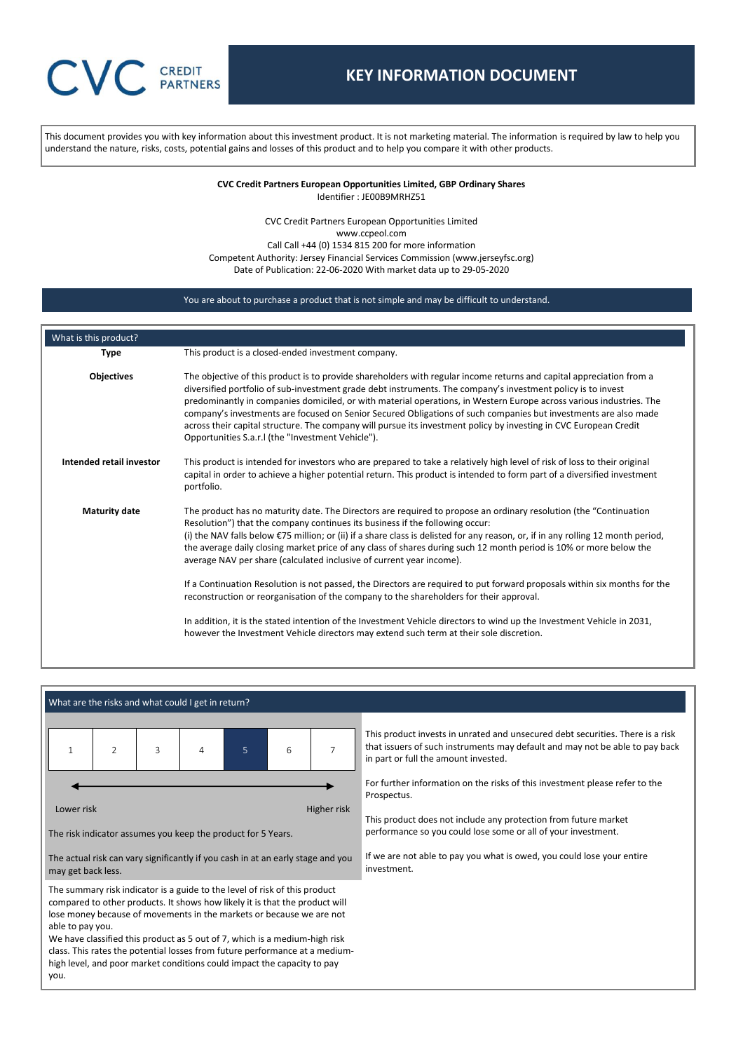CVC CREDIT PARTNERS

# KEY INFORMATION DOCUMENT

This document provides you with key information about this investment product. It is not marketing material. The information is required by law to help you understand the nature, risks, costs, potential gains and losses of this product and to help you compare it with other products.

**CVC Credit Partners European Opportunities Limited, GBP Ordinary Shares**
Identifier : JE00B9MRHZ51

CVC Credit Partners European Opportunities Limited
www.ccpeol.com
Call Call +44 (0) 1534 815 200 for more information
Competent Authority: Jersey Financial Services Commission (www.jerseyfsc.org)
Date of Publication: 22-06-2020 With market data up to 29-05-2020

You are about to purchase a product that is not simple and may be difficult to understand.

## What is this product?

**Type**

This product is a closed-ended investment company.

**Objectives**

The objective of this product is to provide shareholders with regular income returns and capital appreciation from a diversified portfolio of sub-investment grade debt instruments. The company's investment policy is to invest predominantly in companies domiciled, or with material operations, in Western Europe across various industries. The company's investments are focused on Senior Secured Obligations of such companies but investments are also made across their capital structure. The company will pursue its investment policy by investing in CVC European Credit Opportunities S.a.r.l (the "Investment Vehicle").

**Intended retail investor**

This product is intended for investors who are prepared to take a relatively high level of risk of loss to their original capital in order to achieve a higher potential return. This product is intended to form part of a diversified investment portfolio.

**Maturity date**

The product has no maturity date. The Directors are required to propose an ordinary resolution (the "Continuation Resolution") that the company continues its business if the following occur:
(i) the NAV falls below €75 million; or (ii) if a share class is delisted for any reason, or, if in any rolling 12 month period, the average daily closing market price of any class of shares during such 12 month period is 10% or more below the average NAV per share (calculated inclusive of current year income).

If a Continuation Resolution is not passed, the Directors are required to put forward proposals within six months for the reconstruction or reorganisation of the company to the shareholders for their approval.

In addition, it is the stated intention of the Investment Vehicle directors to wind up the Investment Vehicle in 2031, however the Investment Vehicle directors may extend such term at their sole discretion.

## What are the risks and what could I get in return?

| 1 | 2 | 3 | 4 | **5** | 6 | 7 |
|---|---|---|---|---|---|---|

Lower risk ←→ Higher risk

The risk indicator assumes you keep the product for 5 Years.

The actual risk can vary significantly if you cash in at an early stage and you may get back less.

The summary risk indicator is a guide to the level of risk of this product compared to other products. It shows how likely it is that the product will lose money because of movements in the markets or because we are not able to pay you.
We have classified this product as 5 out of 7, which is a medium-high risk class. This rates the potential losses from future performance at a medium-high level, and poor market conditions could impact the capacity to pay you.

This product invests in unrated and unsecured debt securities. There is a risk that issuers of such instruments may default and may not be able to pay back in part or full the amount invested.

For further information on the risks of this investment please refer to the Prospectus.

This product does not include any protection from future market performance so you could lose some or all of your investment.

If we are not able to pay you what is owed, you could lose your entire investment.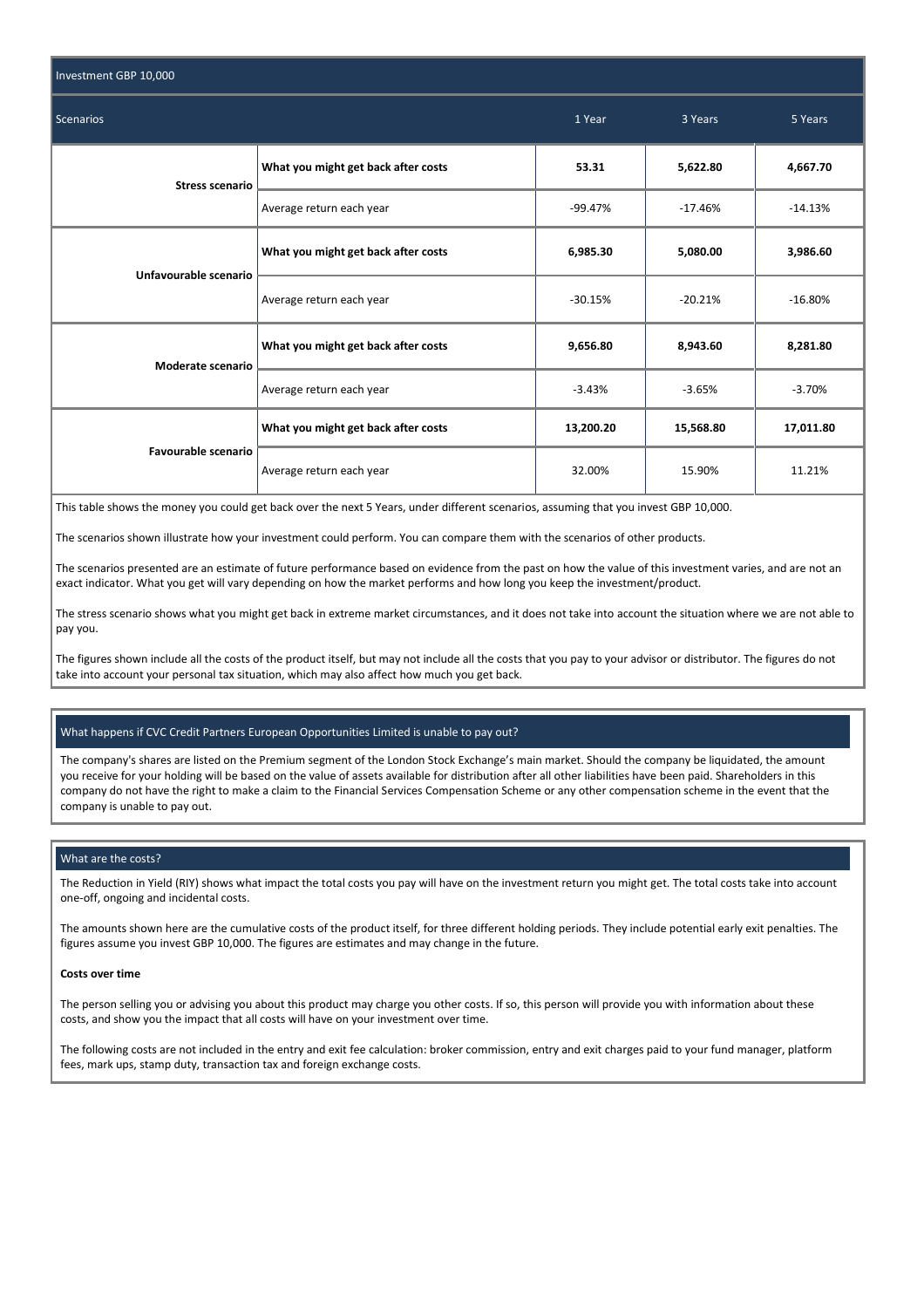| Investment GBP 10,000 | | | | |
|---|---|---|---|---|
| Scenarios | | 1 Year | 3 Years | 5 Years |
| **Stress scenario** | **What you might get back after costs** | **53.31** | **5,622.80** | **4,667.70** |
| | Average return each year | -99.47% | -17.46% | -14.13% |
| **Unfavourable scenario** | **What you might get back after costs** | **6,985.30** | **5,080.00** | **3,986.60** |
| | Average return each year | -30.15% | -20.21% | -16.80% |
| **Moderate scenario** | **What you might get back after costs** | **9,656.80** | **8,943.60** | **8,281.80** |
| | Average return each year | -3.43% | -3.65% | -3.70% |
| **Favourable scenario** | **What you might get back after costs** | **13,200.20** | **15,568.80** | **17,011.80** |
| | Average return each year | 32.00% | 15.90% | 11.21% |

This table shows the money you could get back over the next 5 Years, under different scenarios, assuming that you invest GBP 10,000.

The scenarios shown illustrate how your investment could perform. You can compare them with the scenarios of other products.

The scenarios presented are an estimate of future performance based on evidence from the past on how the value of this investment varies, and are not an exact indicator. What you get will vary depending on how the market performs and how long you keep the investment/product.

The stress scenario shows what you might get back in extreme market circumstances, and it does not take into account the situation where we are not able to pay you.

The figures shown include all the costs of the product itself, but may not include all the costs that you pay to your advisor or distributor. The figures do not take into account your personal tax situation, which may also affect how much you get back.

## What happens if CVC Credit Partners European Opportunities Limited is unable to pay out?

The company's shares are listed on the Premium segment of the London Stock Exchange's main market. Should the company be liquidated, the amount you receive for your holding will be based on the value of assets available for distribution after all other liabilities have been paid. Shareholders in this company do not have the right to make a claim to the Financial Services Compensation Scheme or any other compensation scheme in the event that the company is unable to pay out.

## What are the costs?

The Reduction in Yield (RIY) shows what impact the total costs you pay will have on the investment return you might get. The total costs take into account one-off, ongoing and incidental costs.

The amounts shown here are the cumulative costs of the product itself, for three different holding periods. They include potential early exit penalties. The figures assume you invest GBP 10,000. The figures are estimates and may change in the future.

**Costs over time**

The person selling you or advising you about this product may charge you other costs. If so, this person will provide you with information about these costs, and show you the impact that all costs will have on your investment over time.

The following costs are not included in the entry and exit fee calculation: broker commission, entry and exit charges paid to your fund manager, platform fees, mark ups, stamp duty, transaction tax and foreign exchange costs.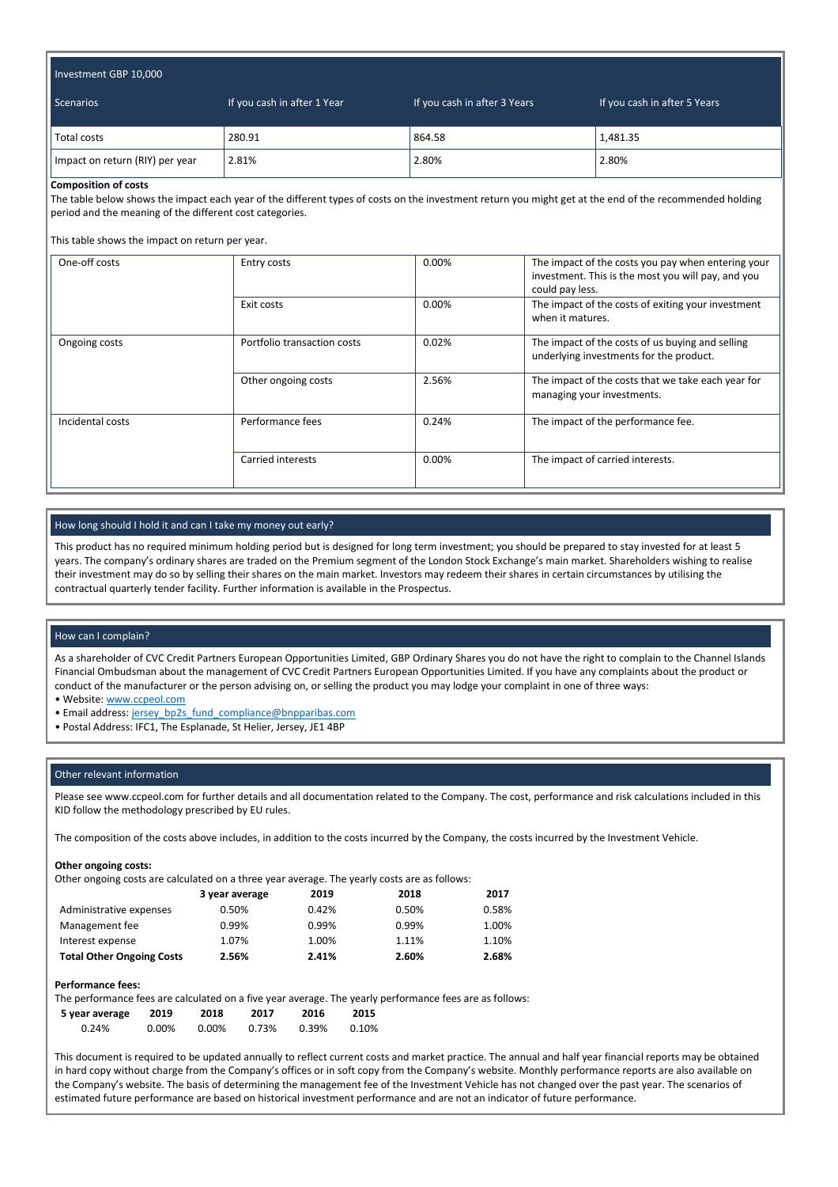| Investment GBP 10,000 | | | |
|---|---|---|---|
| Scenarios | If you cash in after 1 Year | If you cash in after 3 Years | If you cash in after 5 Years |
| Total costs | 280.91 | 864.58 | 1,481.35 |
| Impact on return (RIY) per year | 2.81% | 2.80% | 2.80% |

**Composition of costs**

The table below shows the impact each year of the different types of costs on the investment return you might get at the end of the recommended holding period and the meaning of the different cost categories.

This table shows the impact on return per year.

| | | | |
|---|---|---|---|
| One-off costs | Entry costs | 0.00% | The impact of the costs you pay when entering your investment. This is the most you will pay, and you could pay less. |
| | Exit costs | 0.00% | The impact of the costs of exiting your investment when it matures. |
| Ongoing costs | Portfolio transaction costs | 0.02% | The impact of the costs of us buying and selling underlying investments for the product. |
| | Other ongoing costs | 2.56% | The impact of the costs that we take each year for managing your investments. |
| Incidental costs | Performance fees | 0.24% | The impact of the performance fee. |
| | Carried interests | 0.00% | The impact of carried interests. |

## How long should I hold it and can I take my money out early?

This product has no required minimum holding period but is designed for long term investment; you should be prepared to stay invested for at least 5 years. The company's ordinary shares are traded on the Premium segment of the London Stock Exchange's main market. Shareholders wishing to realise their investment may do so by selling their shares on the main market. Investors may redeem their shares in certain circumstances by utilising the contractual quarterly tender facility. Further information is available in the Prospectus.

## How can I complain?

As a shareholder of CVC Credit Partners European Opportunities Limited, GBP Ordinary Shares you do not have the right to complain to the Channel Islands Financial Ombudsman about the management of CVC Credit Partners European Opportunities Limited. If you have any complaints about the product or conduct of the manufacturer or the person advising on, or selling the product you may lodge your complaint in one of three ways:

- Website: www.ccpeol.com
- Email address: jersey_bp2s_fund_compliance@bnpparibas.com
- Postal Address: IFC1, The Esplanade, St Helier, Jersey, JE1 4BP

## Other relevant information

Please see www.ccpeol.com for further details and all documentation related to the Company. The cost, performance and risk calculations included in this KID follow the methodology prescribed by EU rules.

The composition of the costs above includes, in addition to the costs incurred by the Company, the costs incurred by the Investment Vehicle.

**Other ongoing costs:**

Other ongoing costs are calculated on a three year average. The yearly costs are as follows:

| | 3 year average | 2019 | 2018 | 2017 |
|---|---|---|---|---|
| Administrative expenses | 0.50% | 0.42% | 0.50% | 0.58% |
| Management fee | 0.99% | 0.99% | 0.99% | 1.00% |
| Interest expense | 1.07% | 1.00% | 1.11% | 1.10% |
| **Total Other Ongoing Costs** | **2.56%** | **2.41%** | **2.60%** | **2.68%** |

**Performance fees:**

The performance fees are calculated on a five year average. The yearly performance fees are as follows:

| 5 year average | 2019 | 2018 | 2017 | 2016 | 2015 |
|---|---|---|---|---|---|
| 0.24% | 0.00% | 0.00% | 0.73% | 0.39% | 0.10% |

This document is required to be updated annually to reflect current costs and market practice. The annual and half year financial reports may be obtained in hard copy without charge from the Company's offices or in soft copy from the Company's website. Monthly performance reports are also available on the Company's website. The basis of determining the management fee of the Investment Vehicle has not changed over the past year. The scenarios of estimated future performance are based on historical investment performance and are not an indicator of future performance.